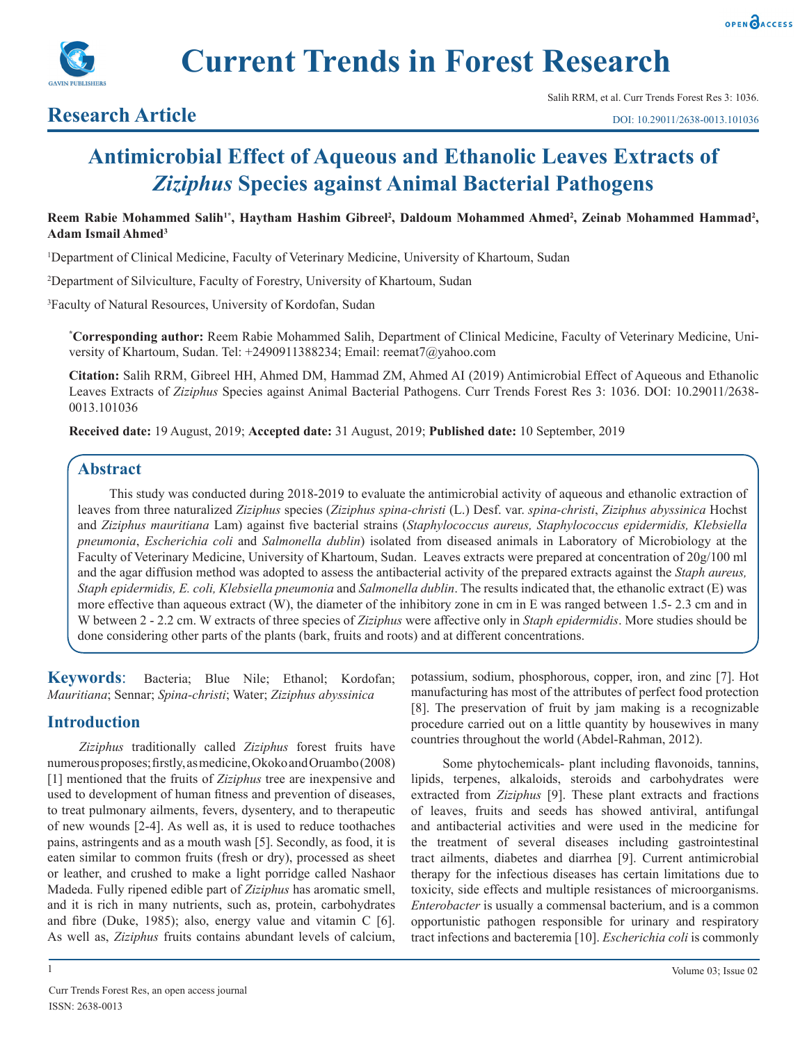# Antimicrobial Effect of Aqueous and Ethanolic Leaves Extracts of *Ziziphus* Species against Animal Bacterial Pathogens

**Research Article**

**Reem Rabie Mohammed Salih[1*], Haytham Hashim Gibreel[2], Daldoum Mohammed Ahmed[2], Zeinab Mohammed Hammad[2], Adam Ismail Ahmed[3]**

[1]Department of Clinical Medicine, Faculty of Veterinary Medicine, University of Khartoum, Sudan

[2]Department of Silviculture, Faculty of Forestry, University of Khartoum, Sudan

[3]Faculty of Natural Resources, University of Kordofan, Sudan

**[*]Corresponding author:** Reem Rabie Mohammed Salih, Department of Clinical Medicine, Faculty of Veterinary Medicine, University of Khartoum, Sudan. Tel: +2490911388234; Email: reemat7@yahoo.com

**Citation:** Salih RRM, Gibreel HH, Ahmed DM, Hammad ZM, Ahmed AI (2019) Antimicrobial Effect of Aqueous and Ethanolic Leaves Extracts of *Ziziphus* Species against Animal Bacterial Pathogens. Curr Trends Forest Res 3: 1036. DOI: 10.29011/2638-0013.101036

**Received date:** 19 August, 2019; **Accepted date:** 31 August, 2019; **Published date:** 10 September, 2019

## Abstract

This study was conducted during 2018-2019 to evaluate the antimicrobial activity of aqueous and ethanolic extraction of leaves from three naturalized *Ziziphus* species (*Ziziphus spina-christi* (L.) Desf. var. *spina-christi*, *Ziziphus abyssinica* Hochst and *Ziziphus mauritiana* Lam) against five bacterial strains (*Staphylocococus aureus, Staphylococcus epidermidis, Klebsiella pneumonia*, *Escherichia coli* and *Salmonella dublin*) isolated from diseased animals in Laboratory of Microbiology at the Faculty of Veterinary Medicine, University of Khartoum, Sudan. Leaves extracts were prepared at concentration of 20g/100 ml and the agar diffusion method was adopted to assess the antibacterial activity of the prepared extracts against the *Staph aureus, Staph epidermidis, E. coli, Klebsiella pneumonia* and *Salmonella dublin*. The results indicated that, the ethanolic extract (E) was more effective than aqueous extract (W), the diameter of the inhibitory zone in cm in E was ranged between 1.5- 2.3 cm and in W between 2 - 2.2 cm. W extracts of three species of *Ziziphus* were affective only in *Staph epidermidis*. More studies should be done considering other parts of the plants (bark, fruits and roots) and at different concentrations.

**Keywords**: Bacteria; Blue Nile; Ethanol; Kordofan; *Mauritiana*; Sennar; *Spina-christi*; Water; *Ziziphus abyssinica*

## Introduction

*Ziziphus* traditionally called *Ziziphus* forest fruits have numerous proposes; firstly, as medicine, Okoko and Oruambo (2008) [1] mentioned that the fruits of *Ziziphus* tree are inexpensive and used to development of human fitness and prevention of diseases, to treat pulmonary ailments, fevers, dysentery, and to therapeutic of new wounds [2-4]. As well as, it is used to reduce toothaches pains, astringents and as a mouth wash [5]. Secondly, as food, it is eaten similar to common fruits (fresh or dry), processed as sheet or leather, and crushed to make a light porridge called Nashaor Madeda. Fully ripened edible part of *Ziziphus* has aromatic smell, and it is rich in many nutrients, such as, protein, carbohydrates and fibre (Duke, 1985); also, energy value and vitamin C [6]. As well as, *Ziziphus* fruits contains abundant levels of calcium, potassium, sodium, phosphorous, copper, iron, and zinc [7]. Hot manufacturing has most of the attributes of perfect food protection [8]. The preservation of fruit by jam making is a recognizable procedure carried out on a little quantity by housewives in many countries throughout the world (Abdel-Rahman, 2012).

Some phytochemicals- plant including flavonoids, tannins, lipids, terpenes, alkaloids, steroids and carbohydrates were extracted from *Ziziphus* [9]. These plant extracts and fractions of leaves, fruits and seeds has showed antiviral, antifungal and antibacterial activities and were used in the medicine for the treatment of several diseases including gastrointestinal tract ailments, diabetes and diarrhea [9]. Current antimicrobial therapy for the infectious diseases has certain limitations due to toxicity, side effects and multiple resistances of microorganisms. *Enterobacter* is usually a commensal bacterium, and is a common opportunistic pathogen responsible for urinary and respiratory tract infections and bacteremia [10]. *Escherichia coli* is commonly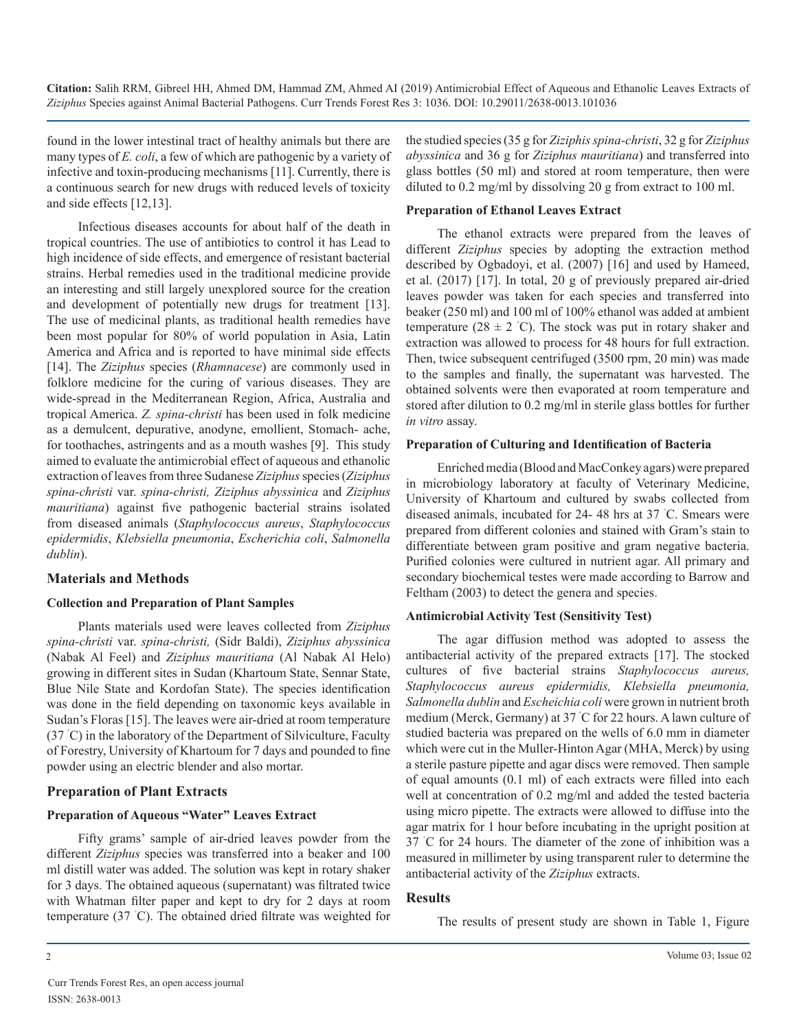found in the lower intestinal tract of healthy animals but there are many types of *E. coli*, a few of which are pathogenic by a variety of infective and toxin-producing mechanisms [11]. Currently, there is a continuous search for new drugs with reduced levels of toxicity and side effects [12,13].

Infectious diseases accounts for about half of the death in tropical countries. The use of antibiotics to control it has Lead to high incidence of side effects, and emergence of resistant bacterial strains. Herbal remedies used in the traditional medicine provide an interesting and still largely unexplored source for the creation and development of potentially new drugs for treatment [13]. The use of medicinal plants, as traditional health remedies have been most popular for 80% of world population in Asia, Latin America and Africa and is reported to have minimal side effects [14]. The *Ziziphus* species (*Rhamnacese*) are commonly used in folklore medicine for the curing of various diseases. They are wide-spread in the Mediterranean Region, Africa, Australia and tropical America. *Z. spina-christi* has been used in folk medicine as a demulcent, depurative, anodyne, emollient, Stomach- ache, for toothaches, astringents and as a mouth washes [9]. This study aimed to evaluate the antimicrobial effect of aqueous and ethanolic extraction of leaves from three Sudanese *Ziziphus* species (*Ziziphus spina-christi* var. *spina-christi, Ziziphus abyssinica* and *Ziziphus mauritiana*) against five pathogenic bacterial strains isolated from diseased animals (*Staphylococcus aureus*, *Staphylococcus epidermidis*, *Klebsiella pneumonia*, *Escherichia coli*, *Salmonella dublin*).

## Materials and Methods

### Collection and Preparation of Plant Samples

Plants materials used were leaves collected from *Ziziphus spina-christi* var. *spina-christi,* (Sidr Baldi), *Ziziphus abyssinica* (Nabak Al Feel) and *Ziziphus mauritiana* (Al Nabak Al Helo) growing in different sites in Sudan (Khartoum State, Sennar State, Blue Nile State and Kordofan State). The species identification was done in the field depending on taxonomic keys available in Sudan's Floras [15]. The leaves were air-dried at room temperature (37 °C) in the laboratory of the Department of Silviculture, Faculty of Forestry, University of Khartoum for 7 days and pounded to fine powder using an electric blender and also mortar.

## Preparation of Plant Extracts

### Preparation of Aqueous "Water" Leaves Extract

Fifty grams' sample of air-dried leaves powder from the different *Ziziphus* species was transferred into a beaker and 100 ml distill water was added. The solution was kept in rotary shaker for 3 days. The obtained aqueous (supernatant) was filtrated twice with Whatman filter paper and kept to dry for 2 days at room temperature (37 °C). The obtained dried filtrate was weighted for the studied species (35 g for *Ziziphis spina-christi*, 32 g for *Ziziphus abyssinica* and 36 g for *Ziziphus mauritiana*) and transferred into glass bottles (50 ml) and stored at room temperature, then were diluted to 0.2 mg/ml by dissolving 20 g from extract to 100 ml.

### Preparation of Ethanol Leaves Extract

The ethanol extracts were prepared from the leaves of different *Ziziphus* species by adopting the extraction method described by Ogbadoyi, et al. (2007) [16] and used by Hameed, et al. (2017) [17]. In total, 20 g of previously prepared air-dried leaves powder was taken for each species and transferred into beaker (250 ml) and 100 ml of 100% ethanol was added at ambient temperature (28 ± 2 °C). The stock was put in rotary shaker and extraction was allowed to process for 48 hours for full extraction. Then, twice subsequent centrifuged (3500 rpm, 20 min) was made to the samples and finally, the supernatant was harvested. The obtained solvents were then evaporated at room temperature and stored after dilution to 0.2 mg/ml in sterile glass bottles for further *in vitro* assay.

### Preparation of Culturing and Identification of Bacteria

Enriched media (Blood and MacConkey agars) were prepared in microbiology laboratory at faculty of Veterinary Medicine, University of Khartoum and cultured by swabs collected from diseased animals, incubated for 24- 48 hrs at 37 °C. Smears were prepared from different colonies and stained with Gram's stain to differentiate between gram positive and gram negative bacteria. Purified colonies were cultured in nutrient agar. All primary and secondary biochemical testes were made according to Barrow and Feltham (2003) to detect the genera and species.

### Antimicrobial Activity Test (Sensitivity Test)

The agar diffusion method was adopted to assess the antibacterial activity of the prepared extracts [17]. The stocked cultures of five bacterial strains *Staphylococcus aureus, Staphylococcus aureus epidermidis, Klebsiella pneumonia, Salmonella dublin* and *Escheichia coli* were grown in nutrient broth medium (Merck, Germany) at 37 °C for 22 hours. A lawn culture of studied bacteria was prepared on the wells of 6.0 mm in diameter which were cut in the Muller-Hinton Agar (MHA, Merck) by using a sterile pasture pipette and agar discs were removed. Then sample of equal amounts (0.1 ml) of each extracts were filled into each well at concentration of 0.2 mg/ml and added the tested bacteria using micro pipette. The extracts were allowed to diffuse into the agar matrix for 1 hour before incubating in the upright position at 37 °C for 24 hours. The diameter of the zone of inhibition was a measured in millimeter by using transparent ruler to determine the antibacterial activity of the *Ziziphus* extracts.

## Results

The results of present study are shown in Table 1, Figure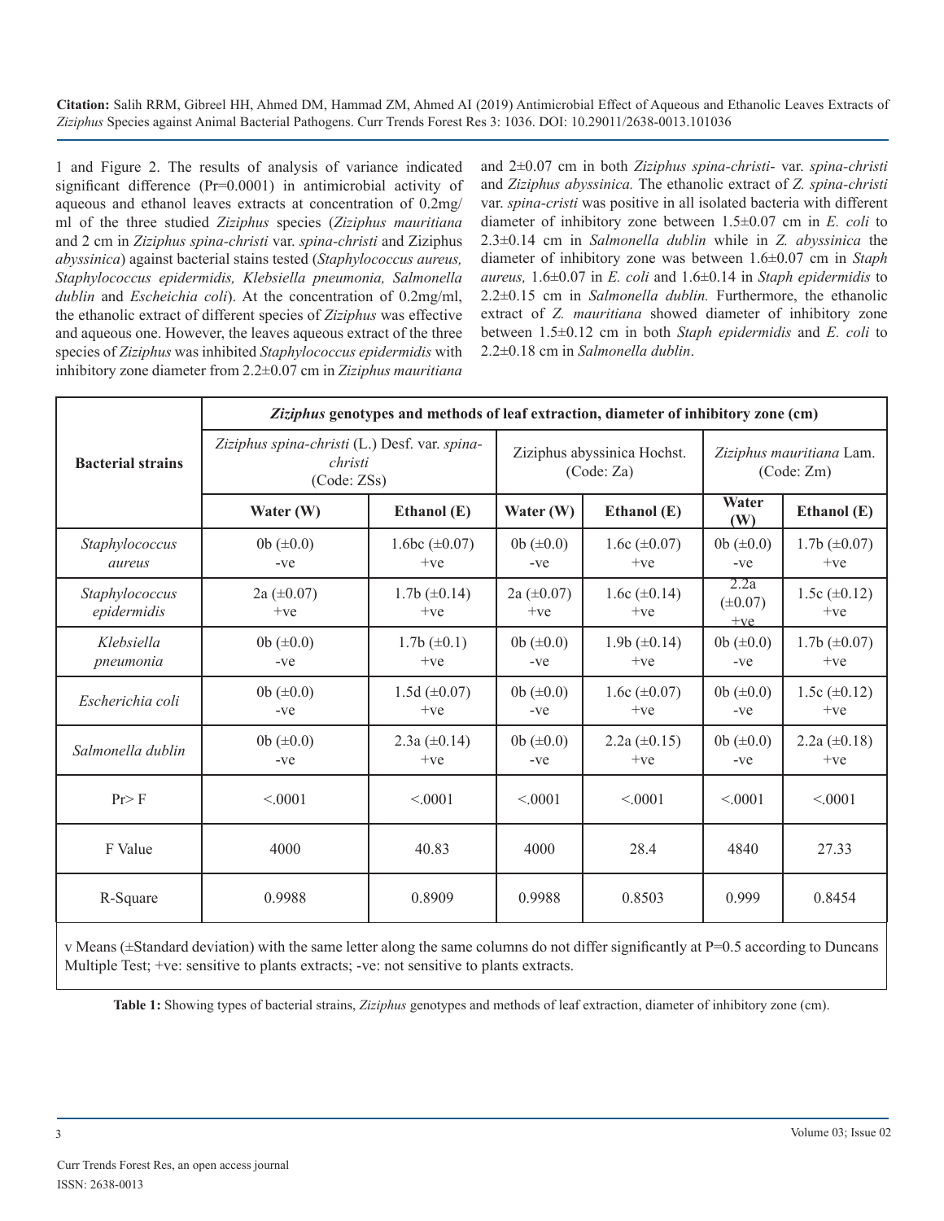1 and Figure 2. The results of analysis of variance indicated significant difference (Pr=0.0001) in antimicrobial activity of aqueous and ethanol leaves extracts at concentration of 0.2mg/ml of the three studied *Ziziphus* species (*Ziziphus mauritiana* and 2 cm in *Ziziphus spina-christi* var. *spina-christi* and Ziziphus *abyssinica*) against bacterial stains tested (*Staphylococcus aureus, Staphylococcus epidermidis, Klebsiella pneumonia, Salmonella dublin* and *Escheichia coli*). At the concentration of 0.2mg/ml, the ethanolic extract of different species of *Ziziphus* was effective and aqueous one. However, the leaves aqueous extract of the three species of *Ziziphus* was inhibited *Staphylococcus epidermidis* with inhibitory zone diameter from 2.2±0.07 cm in *Ziziphus mauritiana* and 2±0.07 cm in both *Ziziphus spina-christi*- var. *spina-christi* and *Ziziphus abyssinica.* The ethanolic extract of *Z. spina-christi* var. *spina-cristi* was positive in all isolated bacteria with different diameter of inhibitory zone between 1.5±0.07 cm in *E. coli* to 2.3±0.14 cm in *Salmonella dublin* while in *Z. abyssinica* the diameter of inhibitory zone was between 1.6±0.07 cm in *Staph aureus,* 1.6±0.07 in *E. coli* and 1.6±0.14 in *Staph epidermidis* to 2.2±0.15 cm in *Salmonella dublin.* Furthermore, the ethanolic extract of *Z. mauritiana* showed diameter of inhibitory zone between 1.5±0.12 cm in both *Staph epidermidis* and *E. coli* to 2.2±0.18 cm in *Salmonella dublin*.

| Bacterial strains | ***Ziziphus* genotypes and methods of leaf extraction, diameter of inhibitory zone (cm)** | | | | | |
|---|---|---|---|---|---|---|
| | *Ziziphus spina-christi* (L.) Desf. var. *spina-christi* (Code: ZSs) | | Ziziphus abyssinica Hochst. (Code: Za) | | *Ziziphus mauritiana* Lam. (Code: Zm) | |
| | **Water (W)** | **Ethanol (E)** | **Water (W)** | **Ethanol (E)** | **Water (W)** | **Ethanol (E)** |
| *Staphylococcus aureus* | 0b (±0.0) -ve | 1.6bc (±0.07) +ve | 0b (±0.0) -ve | 1.6c (±0.07) +ve | 0b (±0.0) -ve | 1.7b (±0.07) +ve |
| *Staphylococcus epidermidis* | 2a (±0.07) +ve | 1.7b (±0.14) +ve | 2a (±0.07) +ve | 1.6c (±0.14) +ve | 2.2a (±0.07) +ve | 1.5c (±0.12) +ve |
| *Klebsiella pneumonia* | 0b (±0.0) -ve | 1.7b (±0.1) +ve | 0b (±0.0) -ve | 1.9b (±0.14) +ve | 0b (±0.0) -ve | 1.7b (±0.07) +ve |
| *Escherichia coli* | 0b (±0.0) -ve | 1.5d (±0.07) +ve | 0b (±0.0) -ve | 1.6c (±0.07) +ve | 0b (±0.0) -ve | 1.5c (±0.12) +ve |
| *Salmonella dublin* | 0b (±0.0) -ve | 2.3a (±0.14) +ve | 0b (±0.0) -ve | 2.2a (±0.15) +ve | 0b (±0.0) -ve | 2.2a (±0.18) +ve |
| Pr> F | <.0001 | <.0001 | <.0001 | <.0001 | <.0001 | <.0001 |
| F Value | 4000 | 40.83 | 4000 | 28.4 | 4840 | 27.33 |
| R-Square | 0.9988 | 0.8909 | 0.9988 | 0.8503 | 0.999 | 0.8454 |

v Means (±Standard deviation) with the same letter along the same columns do not differ significantly at P=0.5 according to Duncans Multiple Test; +ve: sensitive to plants extracts; -ve: not sensitive to plants extracts.

**Table 1:** Showing types of bacterial strains, *Ziziphus* genotypes and methods of leaf extraction, diameter of inhibitory zone (cm).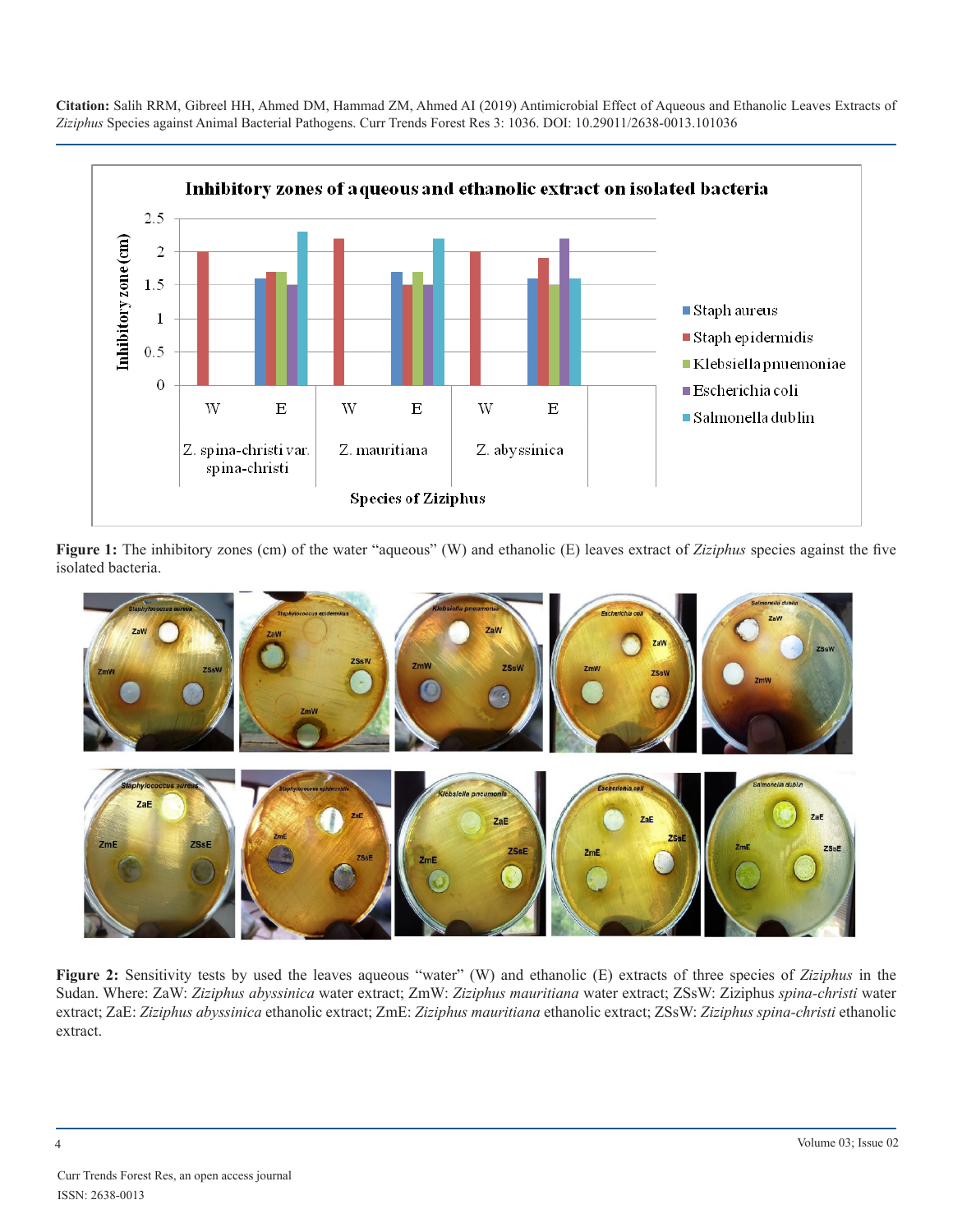**Figure 1:** The inhibitory zones (cm) of the water "aqueous" (W) and ethanolic (E) leaves extract of *Ziziphus* species against the five isolated bacteria.

**Figure 2:** Sensitivity tests by used the leaves aqueous "water" (W) and ethanolic (E) extracts of three species of *Ziziphus* in the Sudan. Where: ZaW: *Ziziphus abyssinica* water extract; ZmW: *Ziziphus mauritiana* water extract; ZSsW: Ziziphus *spina-christi* water extract; ZaE: *Ziziphus abyssinica* ethanolic extract; ZmE: *Ziziphus mauritiana* ethanolic extract; ZSsW: *Ziziphus spina-christi* ethanolic extract.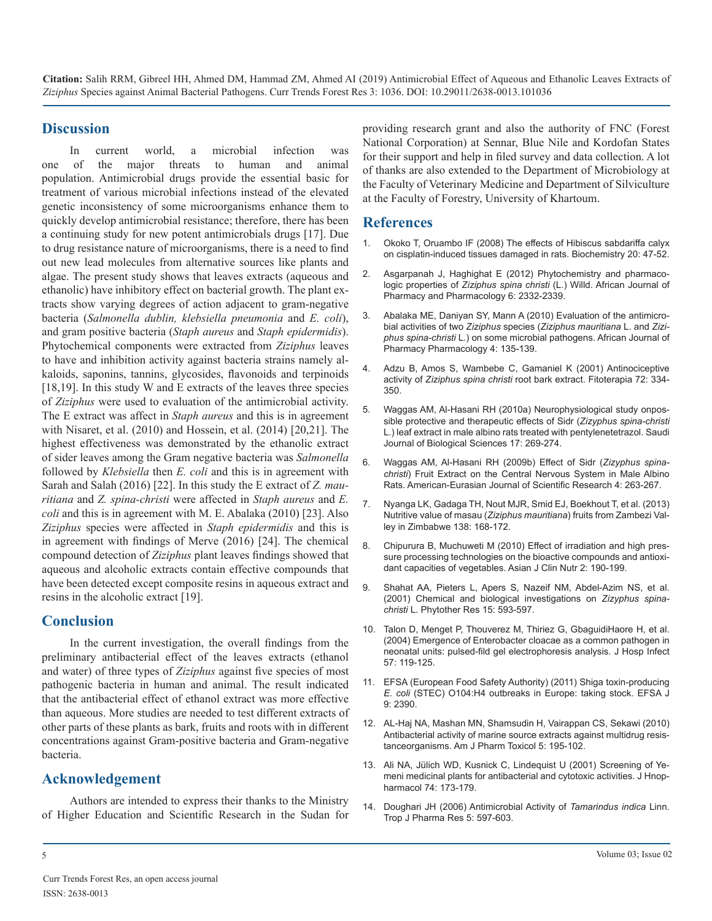## Discussion

In current world, a microbial infection was one of the major threats to human and animal population. Antimicrobial drugs provide the essential basic for treatment of various microbial infections instead of the elevated genetic inconsistency of some microorganisms enhance them to quickly develop antimicrobial resistance; therefore, there has been a continuing study for new potent antimicrobials drugs [17]. Due to drug resistance nature of microorganisms, there is a need to find out new lead molecules from alternative sources like plants and algae. The present study shows that leaves extracts (aqueous and ethanolic) have inhibitory effect on bacterial growth. The plant extracts show varying degrees of action adjacent to gram-negative bacteria (*Salmonella dublin, klebsiella pneumonia* and *E. coli*), and gram positive bacteria (*Staph aureus* and *Staph epidermidis*). Phytochemical components were extracted from *Ziziphus* leaves to have and inhibition activity against bacteria strains namely alkaloids, saponins, tannins, glycosides, flavonoids and terpinoids [18,19]. In this study W and E extracts of the leaves three species of *Ziziphus* were used to evaluation of the antimicrobial activity. The E extract was affect in *Staph aureus* and this is in agreement with Nisaret, et al. (2010) and Hossein, et al. (2014) [20,21]. The highest effectiveness was demonstrated by the ethanolic extract of sider leaves among the Gram negative bacteria was *Salmonella* followed by *Klebsiella* then *E. coli* and this is in agreement with Sarah and Salah (2016) [22]. In this study the E extract of *Z. mauritiana* and *Z. spina-christi* were affected in *Staph aureus* and *E. coli* and this is in agreement with M. E. Abalaka (2010) [23]. Also *Ziziphus* species were affected in *Staph epidermidis* and this is in agreement with findings of Merve (2016) [24]. The chemical compound detection of *Ziziphus* plant leaves findings showed that aqueous and alcoholic extracts contain effective compounds that have been detected except composite resins in aqueous extract and resins in the alcoholic extract [19].

## Conclusion

In the current investigation, the overall findings from the preliminary antibacterial effect of the leaves extracts (ethanol and water) of three types of *Ziziphus* against five species of most pathogenic bacteria in human and animal. The result indicated that the antibacterial effect of ethanol extract was more effective than aqueous. More studies are needed to test different extracts of other parts of these plants as bark, fruits and roots with in different concentrations against Gram-positive bacteria and Gram-negative bacteria.

## Acknowledgement

Authors are intended to express their thanks to the Ministry of Higher Education and Scientific Research in the Sudan for providing research grant and also the authority of FNC (Forest National Corporation) at Sennar, Blue Nile and Kordofan States for their support and help in filed survey and data collection. A lot of thanks are also extended to the Department of Microbiology at the Faculty of Veterinary Medicine and Department of Silviculture at the Faculty of Forestry, University of Khartoum.

## References

1. Okoko T, Oruambo IF (2008) The effects of Hibiscus sabdariffa calyx on cisplatin-induced tissues damaged in rats. Biochemistry 20: 47-52.
2. Asgarpanah J, Haghighat E (2012) Phytochemistry and pharmacologic properties of *Ziziphus spina christi* (L.) Willd. African Journal of Pharmacy and Pharmacology 6: 2332-2339.
3. Abalaka ME, Daniyan SY, Mann A (2010) Evaluation of the antimicrobial activities of two *Ziziphus* species (*Ziziphus mauritiana* L. and *Ziziphus spina-christi* L.) on some microbial pathogens. African Journal of Pharmacy Pharmacology 4: 135-139.
4. Adzu B, Amos S, Wambebe C, Gamaniel K (2001) Antinociceptive activity of *Ziziphus spina christi* root bark extract. Fitoterapia 72: 334-350.
5. Waggas AM, Al-Hasani RH (2010a) Neurophysiological study onpossible protective and therapeutic effects of Sidr (*Zizyphus spina-christi* L.) leaf extract in male albino rats treated with pentylenetetrazol. Saudi Journal of Biological Sciences 17: 269-274.
6. Waggas AM, Al-Hasani RH (2009b) Effect of Sidr (*Zizyphus spina-christi*) Fruit Extract on the Central Nervous System in Male Albino Rats. American-Eurasian Journal of Scientific Research 4: 263-267.
7. Nyanga LK, Gadaga TH, Nout MJR, Smid EJ, Boekhout T, et al. (2013) Nutritive value of masau (*Ziziphus mauritiana*) fruits from Zambezi Valley in Zimbabwe 138: 168-172.
8. Chipurura B, Muchuweti M (2010) Effect of irradiation and high pressure processing technologies on the bioactive compounds and antioxidant capacities of vegetables. Asian J Clin Nutr 2: 190-199.
9. Shahat AA, Pieters L, Apers S, Nazeif NM, Abdel-Azim NS, et al. (2001) Chemical and biological investigations on *Zizyphus spina-christi* L. Phytother Res 15: 593-597.
10. Talon D, Menget P, Thouverez M, Thiriez G, GbaguidiHaore H, et al. (2004) Emergence of Enterobacter cloacae as a common pathogen in neonatal units: pulsed-fild gel electrophoresis analysis. J Hosp Infect 57: 119-125.
11. EFSA (European Food Safety Authority) (2011) Shiga toxin-producing *E. coli* (STEC) O104:H4 outbreaks in Europe: taking stock. EFSA J 9: 2390.
12. AL-Haj NA, Mashan MN, Shamsudin H, Vairappan CS, Sekawi (2010) Antibacterial activity of marine source extracts against multidrug resistanceorganisms. Am J Pharm Toxicol 5: 195-102.
13. Ali NA, Jülich WD, Kusnick C, Lindequist U (2001) Screening of Yemeni medicinal plants for antibacterial and cytotoxic activities. J Hnopharmacol 74: 173-179.
14. Doughari JH (2006) Antimicrobial Activity of *Tamarindus indica* Linn. Trop J Pharma Res 5: 597-603.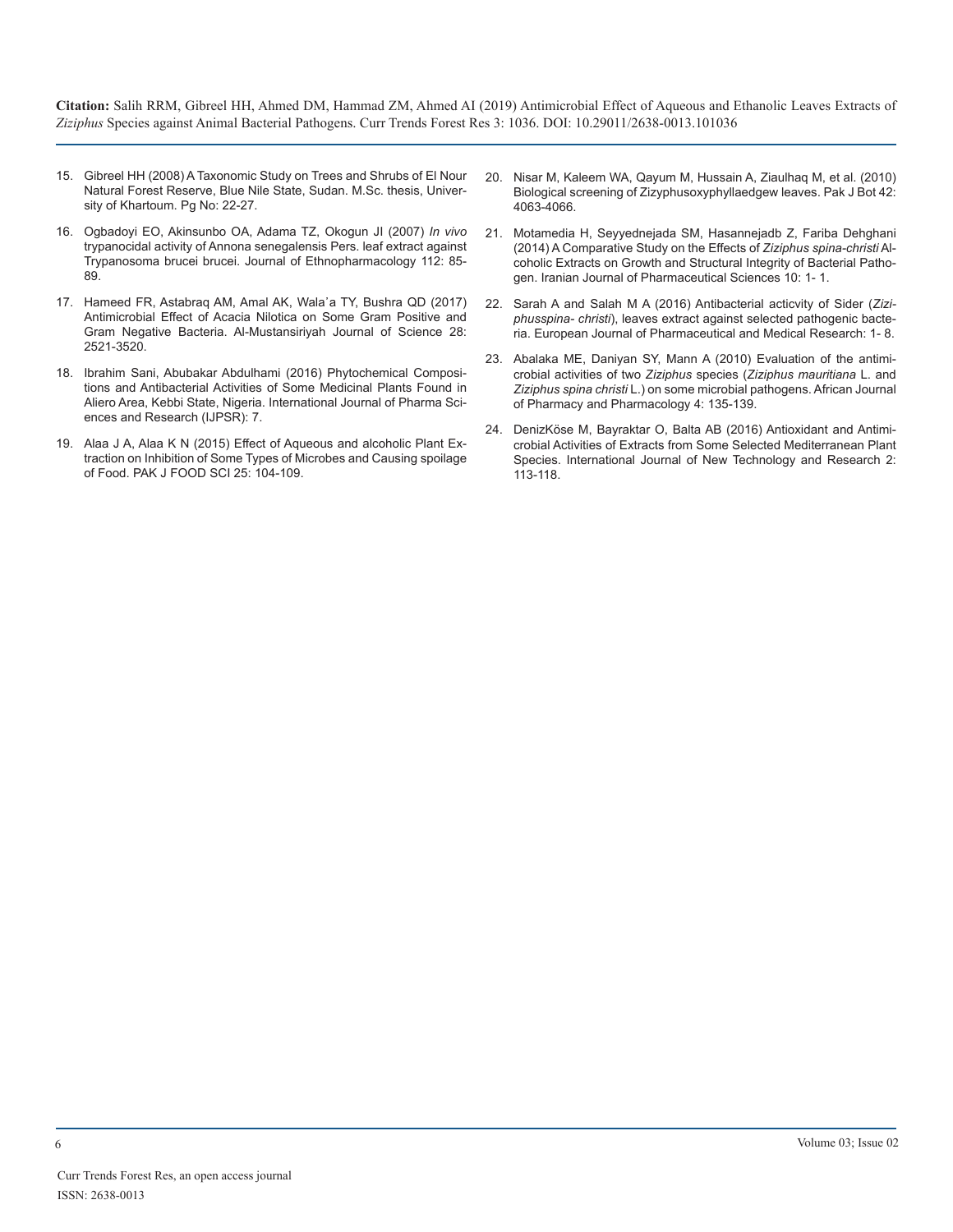15. Gibreel HH (2008) A Taxonomic Study on Trees and Shrubs of El Nour Natural Forest Reserve, Blue Nile State, Sudan. M.Sc. thesis, University of Khartoum. Pg No: 22-27.

16. Ogbadoyi EO, Akinsunbo OA, Adama TZ, Okogun JI (2007) *In vivo* trypanocidal activity of Annona senegalensis Pers. leaf extract against Trypanosoma brucei brucei. Journal of Ethnopharmacology 112: 85-89.

17. Hameed FR, Astabraq AM, Amal AK, Wala'a TY, Bushra QD (2017) Antimicrobial Effect of Acacia Nilotica on Some Gram Positive and Gram Negative Bacteria. Al-Mustansiriyah Journal of Science 28: 2521-3520.

18. Ibrahim Sani, Abubakar Abdulhami (2016) Phytochemical Compositions and Antibacterial Activities of Some Medicinal Plants Found in Aliero Area, Kebbi State, Nigeria. International Journal of Pharma Sciences and Research (IJPSR): 7.

19. Alaa J A, Alaa K N (2015) Effect of Aqueous and alcoholic Plant Extraction on Inhibition of Some Types of Microbes and Causing spoilage of Food. PAK J FOOD SCI 25: 104-109.

20. Nisar M, Kaleem WA, Qayum M, Hussain A, Ziaulhaq M, et al. (2010) Biological screening of Zizyphusoxyphyllaedgew leaves. Pak J Bot 42: 4063-4066.

21. Motamedia H, Seyyednejada SM, Hasannejadb Z, Fariba Dehghani (2014) A Comparative Study on the Effects of *Ziziphus spina-christi* Alcoholic Extracts on Growth and Structural Integrity of Bacterial Pathogen. Iranian Journal of Pharmaceutical Sciences 10: 1- 1.

22. Sarah A and Salah M A (2016) Antibacterial acticvity of Sider (*Ziziphusspina- christi*), leaves extract against selected pathogenic bacteria. European Journal of Pharmaceutical and Medical Research: 1- 8.

23. Abalaka ME, Daniyan SY, Mann A (2010) Evaluation of the antimicrobial activities of two *Ziziphus* species (*Ziziphus mauritiana* L. and *Ziziphus spina christi* L.) on some microbial pathogens. African Journal of Pharmacy and Pharmacology 4: 135-139.

24. DenizKöse M, Bayraktar O, Balta AB (2016) Antioxidant and Antimicrobial Activities of Extracts from Some Selected Mediterranean Plant Species. International Journal of New Technology and Research 2: 113-118.